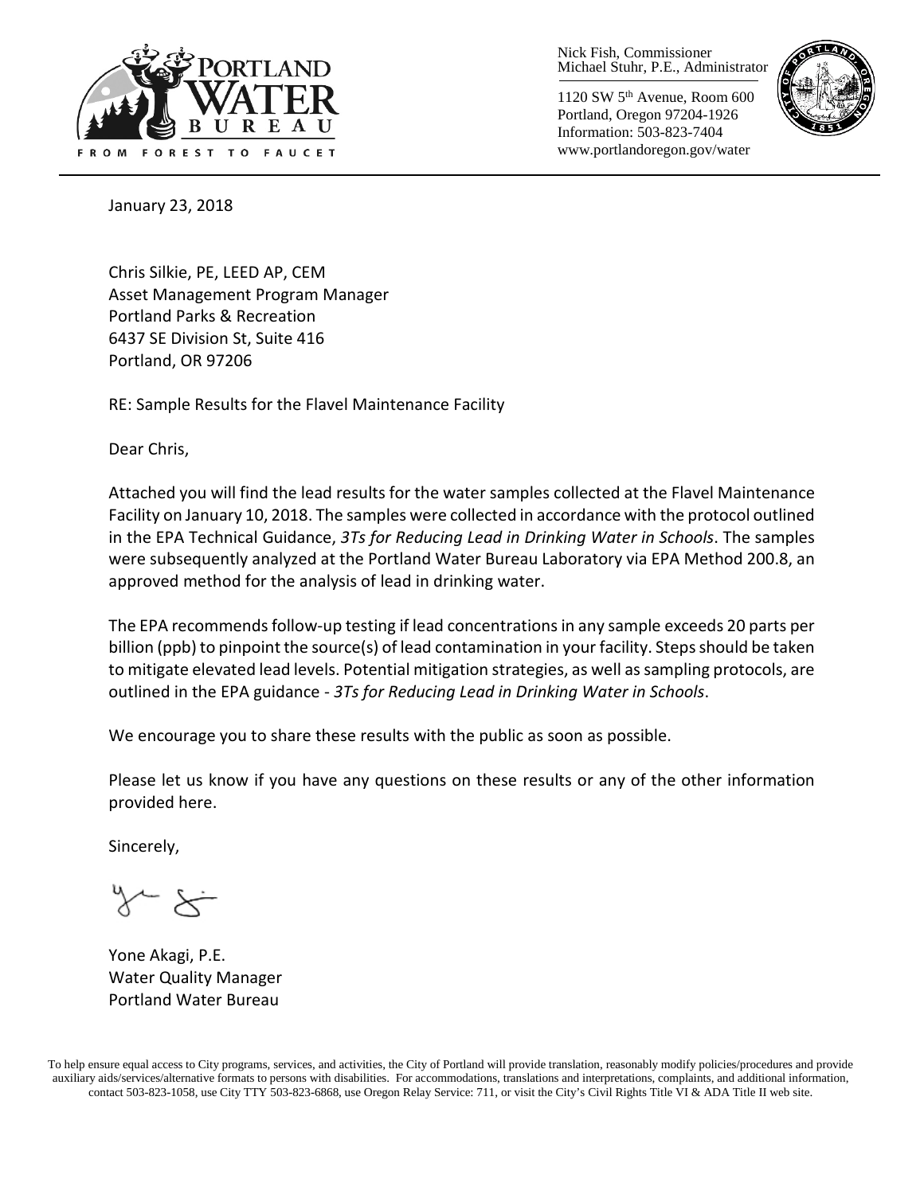PORTLAND WATER BUREAU

FROM FOREST TO FAUCET

Nick Fish, Commissioner
Michael Stuhr, P.E., Administrator

1120 SW 5th Avenue, Room 600
Portland, Oregon 97204-1926
Information: 503-823-7404
www.portlandoregon.gov/water

January 23, 2018

Chris Silkie, PE, LEED AP, CEM
Asset Management Program Manager
Portland Parks & Recreation
6437 SE Division St, Suite 416
Portland, OR 97206

RE: Sample Results for the Flavel Maintenance Facility

Dear Chris,

Attached you will find the lead results for the water samples collected at the Flavel Maintenance Facility on January 10, 2018. The samples were collected in accordance with the protocol outlined in the EPA Technical Guidance, *3Ts for Reducing Lead in Drinking Water in Schools*. The samples were subsequently analyzed at the Portland Water Bureau Laboratory via EPA Method 200.8, an approved method for the analysis of lead in drinking water.

The EPA recommends follow-up testing if lead concentrations in any sample exceeds 20 parts per billion (ppb) to pinpoint the source(s) of lead contamination in your facility. Steps should be taken to mitigate elevated lead levels. Potential mitigation strategies, as well as sampling protocols, are outlined in the EPA guidance - *3Ts for Reducing Lead in Drinking Water in Schools*.

We encourage you to share these results with the public as soon as possible.

Please let us know if you have any questions on these results or any of the other information provided here.

Sincerely,

Yone Akagi, P.E.
Water Quality Manager
Portland Water Bureau

To help ensure equal access to City programs, services, and activities, the City of Portland will provide translation, reasonably modify policies/procedures and provide auxiliary aids/services/alternative formats to persons with disabilities. For accommodations, translations and interpretations, complaints, and additional information, contact 503-823-1058, use City TTY 503-823-6868, use Oregon Relay Service: 711, or visit the City's Civil Rights Title VI & ADA Title II web site.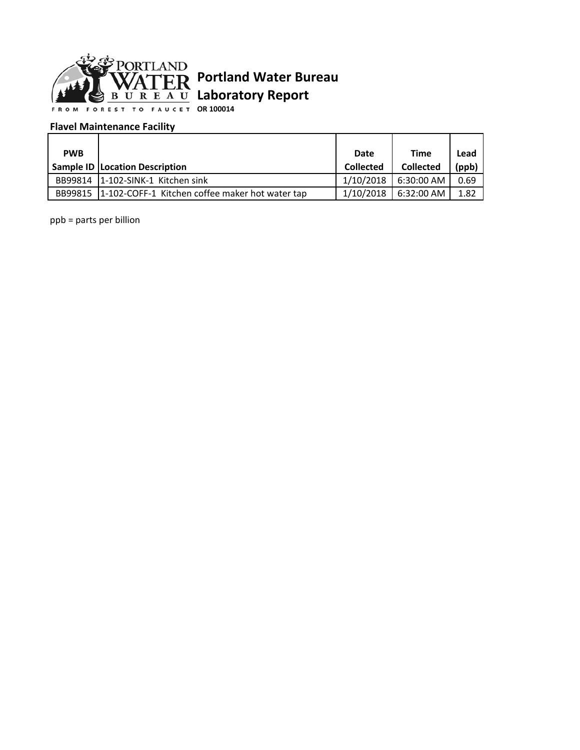# Portland Water Bureau Laboratory Report

PORTLAND WATER BUREAU
FROM FOREST TO FAUCET

**OR 100014**

**Flavel Maintenance Facility**

| PWB Sample ID | Location Description | Date Collected | Time Collected | Lead (ppb) |
|---|---|---|---|---|
| BB99814 | 1-102-SINK-1 Kitchen sink | 1/10/2018 | 6:30:00 AM | 0.69 |
| BB99815 | 1-102-COFF-1 Kitchen coffee maker hot water tap | 1/10/2018 | 6:32:00 AM | 1.82 |

ppb = parts per billion